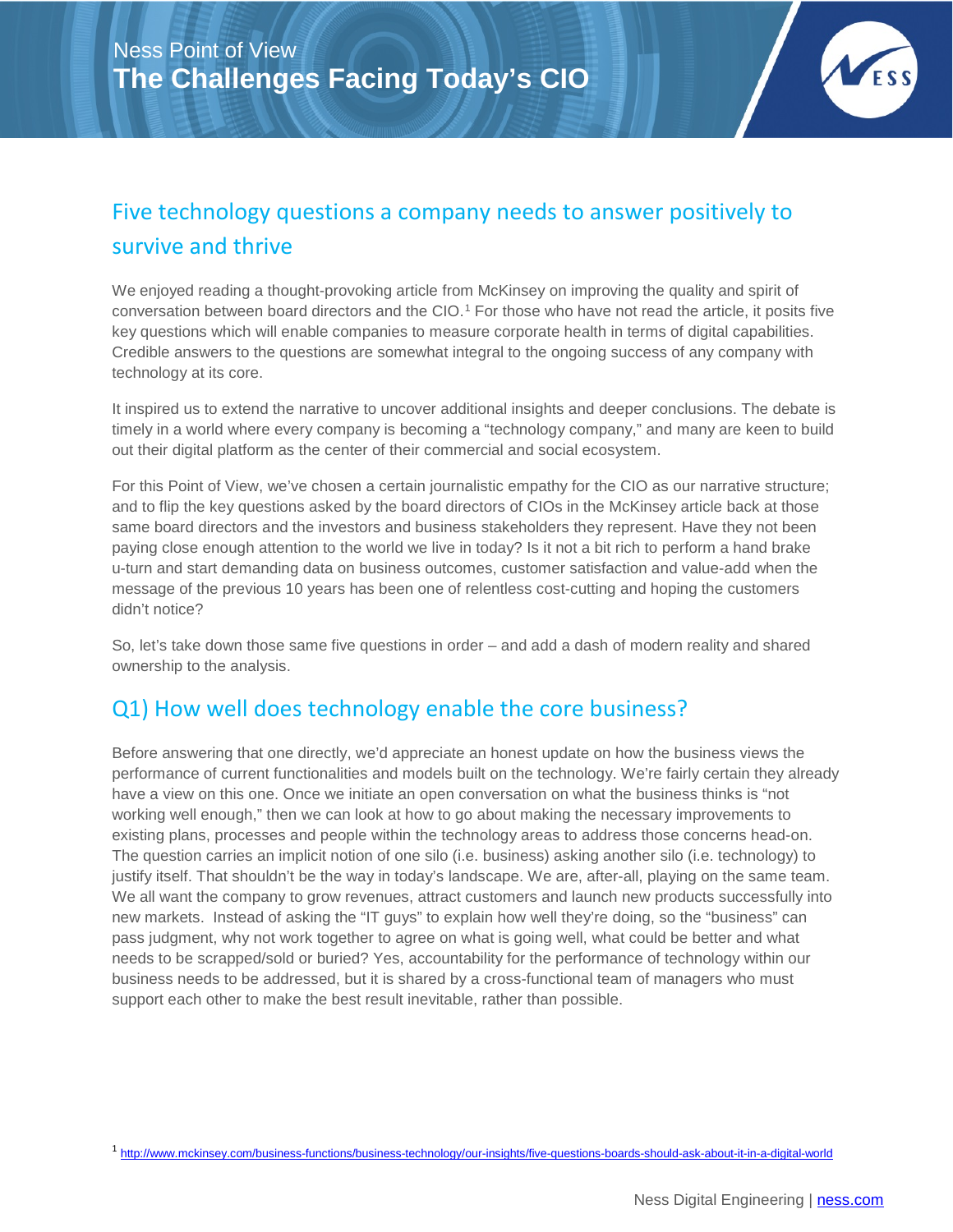Ness Point of View

# The Challenges Facing Today's CIO

## Five technology questions a company needs to answer positively to survive and thrive

We enjoyed reading a thought-provoking article from McKinsey on improving the quality and spirit of conversation between board directors and the CIO.[1] For those who have not read the article, it posits five key questions which will enable companies to measure corporate health in terms of digital capabilities. Credible answers to the questions are somewhat integral to the ongoing success of any company with technology at its core.

It inspired us to extend the narrative to uncover additional insights and deeper conclusions. The debate is timely in a world where every company is becoming a "technology company," and many are keen to build out their digital platform as the center of their commercial and social ecosystem.

For this Point of View, we've chosen a certain journalistic empathy for the CIO as our narrative structure; and to flip the key questions asked by the board directors of CIOs in the McKinsey article back at those same board directors and the investors and business stakeholders they represent. Have they not been paying close enough attention to the world we live in today? Is it not a bit rich to perform a hand brake u-turn and start demanding data on business outcomes, customer satisfaction and value-add when the message of the previous 10 years has been one of relentless cost-cutting and hoping the customers didn't notice?

So, let's take down those same five questions in order – and add a dash of modern reality and shared ownership to the analysis.

## Q1) How well does technology enable the core business?

Before answering that one directly, we'd appreciate an honest update on how the business views the performance of current functionalities and models built on the technology. We're fairly certain they already have a view on this one. Once we initiate an open conversation on what the business thinks is "not working well enough," then we can look at how to go about making the necessary improvements to existing plans, processes and people within the technology areas to address those concerns head-on. The question carries an implicit notion of one silo (i.e. business) asking another silo (i.e. technology) to justify itself. That shouldn't be the way in today's landscape. We are, after-all, playing on the same team. We all want the company to grow revenues, attract customers and launch new products successfully into new markets. Instead of asking the "IT guys" to explain how well they're doing, so the "business" can pass judgment, why not work together to agree on what is going well, what could be better and what needs to be scrapped/sold or buried? Yes, accountability for the performance of technology within our business needs to be addressed, but it is shared by a cross-functional team of managers who must support each other to make the best result inevitable, rather than possible.

[1] http://www.mckinsey.com/business-functions/business-technology/our-insights/five-questions-boards-should-ask-about-it-in-a-digital-world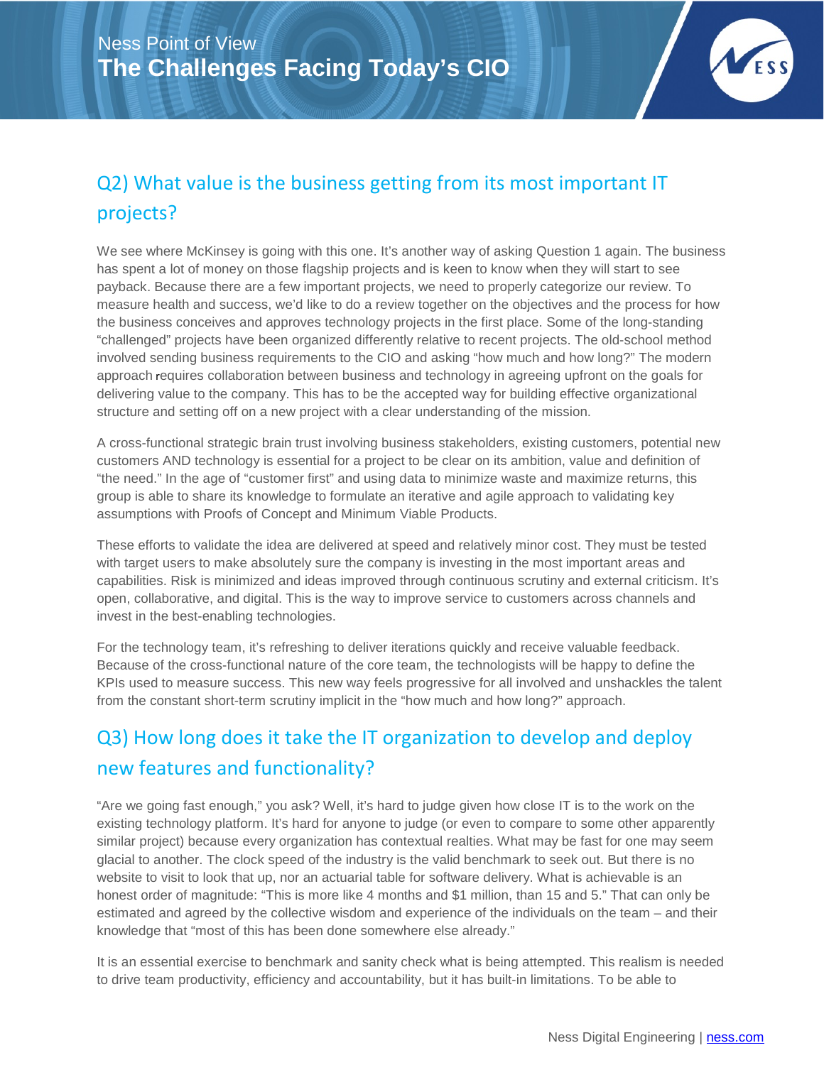## Q2) What value is the business getting from its most important IT projects?

We see where McKinsey is going with this one. It's another way of asking Question 1 again. The business has spent a lot of money on those flagship projects and is keen to know when they will start to see payback. Because there are a few important projects, we need to properly categorize our review. To measure health and success, we'd like to do a review together on the objectives and the process for how the business conceives and approves technology projects in the first place. Some of the long-standing "challenged" projects have been organized differently relative to recent projects. The old-school method involved sending business requirements to the CIO and asking "how much and how long?" The modern approach requires collaboration between business and technology in agreeing upfront on the goals for delivering value to the company. This has to be the accepted way for building effective organizational structure and setting off on a new project with a clear understanding of the mission.

A cross-functional strategic brain trust involving business stakeholders, existing customers, potential new customers AND technology is essential for a project to be clear on its ambition, value and definition of "the need." In the age of "customer first" and using data to minimize waste and maximize returns, this group is able to share its knowledge to formulate an iterative and agile approach to validating key assumptions with Proofs of Concept and Minimum Viable Products.

These efforts to validate the idea are delivered at speed and relatively minor cost. They must be tested with target users to make absolutely sure the company is investing in the most important areas and capabilities. Risk is minimized and ideas improved through continuous scrutiny and external criticism. It's open, collaborative, and digital. This is the way to improve service to customers across channels and invest in the best-enabling technologies.

For the technology team, it's refreshing to deliver iterations quickly and receive valuable feedback. Because of the cross-functional nature of the core team, the technologists will be happy to define the KPIs used to measure success. This new way feels progressive for all involved and unshackles the talent from the constant short-term scrutiny implicit in the "how much and how long?" approach.

## Q3) How long does it take the IT organization to develop and deploy new features and functionality?

"Are we going fast enough," you ask? Well, it's hard to judge given how close IT is to the work on the existing technology platform. It's hard for anyone to judge (or even to compare to some other apparently similar project) because every organization has contextual realties. What may be fast for one may seem glacial to another. The clock speed of the industry is the valid benchmark to seek out. But there is no website to visit to look that up, nor an actuarial table for software delivery. What is achievable is an honest order of magnitude: "This is more like 4 months and $1 million, than 15 and 5." That can only be estimated and agreed by the collective wisdom and experience of the individuals on the team – and their knowledge that "most of this has been done somewhere else already."

It is an essential exercise to benchmark and sanity check what is being attempted. This realism is needed to drive team productivity, efficiency and accountability, but it has built-in limitations. To be able to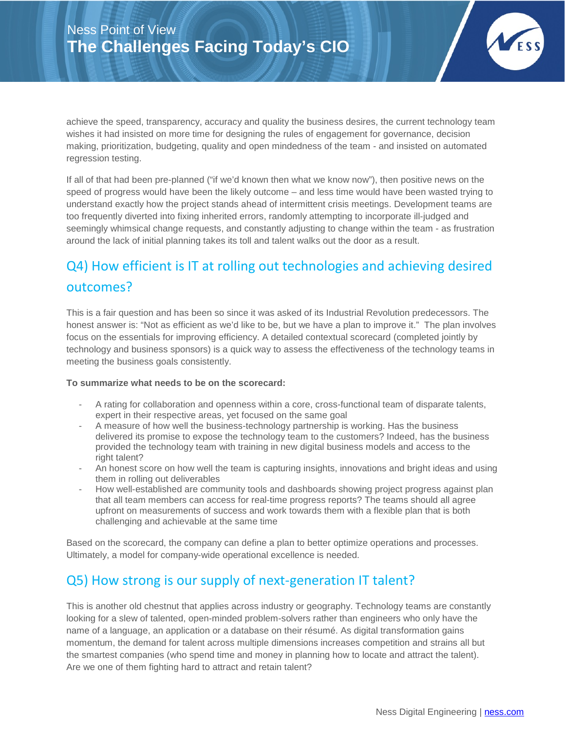achieve the speed, transparency, accuracy and quality the business desires, the current technology team wishes it had insisted on more time for designing the rules of engagement for governance, decision making, prioritization, budgeting, quality and open mindedness of the team - and insisted on automated regression testing.

If all of that had been pre-planned ("if we'd known then what we know now"), then positive news on the speed of progress would have been the likely outcome – and less time would have been wasted trying to understand exactly how the project stands ahead of intermittent crisis meetings. Development teams are too frequently diverted into fixing inherited errors, randomly attempting to incorporate ill-judged and seemingly whimsical change requests, and constantly adjusting to change within the team - as frustration around the lack of initial planning takes its toll and talent walks out the door as a result.

## Q4) How efficient is IT at rolling out technologies and achieving desired outcomes?

This is a fair question and has been so since it was asked of its Industrial Revolution predecessors. The honest answer is: "Not as efficient as we'd like to be, but we have a plan to improve it." The plan involves focus on the essentials for improving efficiency. A detailed contextual scorecard (completed jointly by technology and business sponsors) is a quick way to assess the effectiveness of the technology teams in meeting the business goals consistently.

**To summarize what needs to be on the scorecard:**

- A rating for collaboration and openness within a core, cross-functional team of disparate talents, expert in their respective areas, yet focused on the same goal
- A measure of how well the business-technology partnership is working. Has the business delivered its promise to expose the technology team to the customers? Indeed, has the business provided the technology team with training in new digital business models and access to the right talent?
- An honest score on how well the team is capturing insights, innovations and bright ideas and using them in rolling out deliverables
- How well-established are community tools and dashboards showing project progress against plan that all team members can access for real-time progress reports? The teams should all agree upfront on measurements of success and work towards them with a flexible plan that is both challenging and achievable at the same time

Based on the scorecard, the company can define a plan to better optimize operations and processes. Ultimately, a model for company-wide operational excellence is needed.

## Q5) How strong is our supply of next-generation IT talent?

This is another old chestnut that applies across industry or geography. Technology teams are constantly looking for a slew of talented, open-minded problem-solvers rather than engineers who only have the name of a language, an application or a database on their résumé. As digital transformation gains momentum, the demand for talent across multiple dimensions increases competition and strains all but the smartest companies (who spend time and money in planning how to locate and attract the talent). Are we one of them fighting hard to attract and retain talent?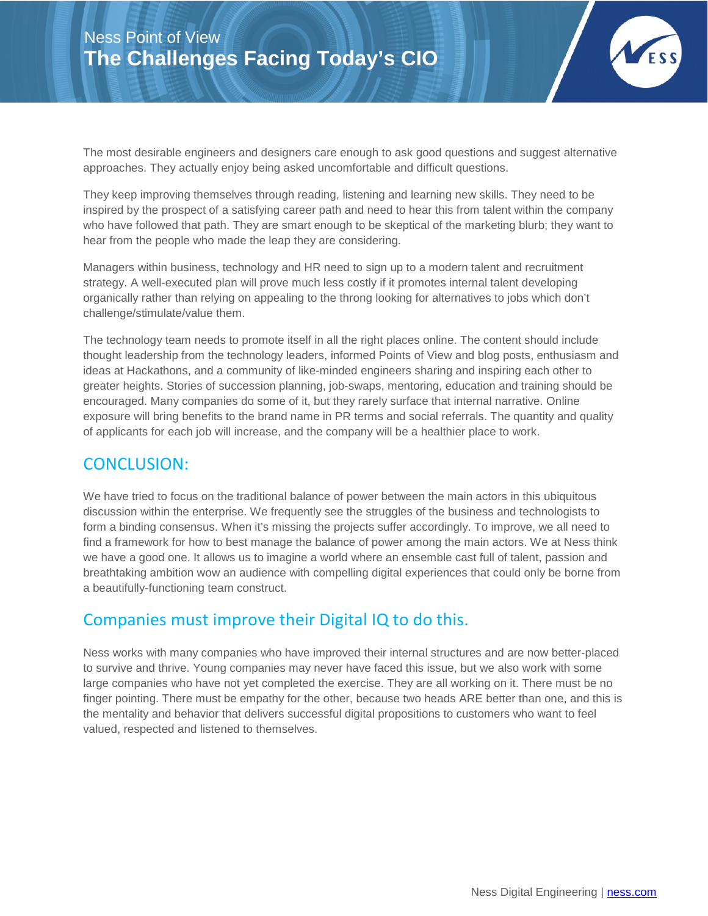The most desirable engineers and designers care enough to ask good questions and suggest alternative approaches. They actually enjoy being asked uncomfortable and difficult questions.

They keep improving themselves through reading, listening and learning new skills. They need to be inspired by the prospect of a satisfying career path and need to hear this from talent within the company who have followed that path. They are smart enough to be skeptical of the marketing blurb; they want to hear from the people who made the leap they are considering.

Managers within business, technology and HR need to sign up to a modern talent and recruitment strategy. A well-executed plan will prove much less costly if it promotes internal talent developing organically rather than relying on appealing to the throng looking for alternatives to jobs which don't challenge/stimulate/value them.

The technology team needs to promote itself in all the right places online. The content should include thought leadership from the technology leaders, informed Points of View and blog posts, enthusiasm and ideas at Hackathons, and a community of like-minded engineers sharing and inspiring each other to greater heights. Stories of succession planning, job-swaps, mentoring, education and training should be encouraged. Many companies do some of it, but they rarely surface that internal narrative. Online exposure will bring benefits to the brand name in PR terms and social referrals. The quantity and quality of applicants for each job will increase, and the company will be a healthier place to work.

## CONCLUSION:

We have tried to focus on the traditional balance of power between the main actors in this ubiquitous discussion within the enterprise. We frequently see the struggles of the business and technologists to form a binding consensus. When it's missing the projects suffer accordingly. To improve, we all need to find a framework for how to best manage the balance of power among the main actors. We at Ness think we have a good one. It allows us to imagine a world where an ensemble cast full of talent, passion and breathtaking ambition wow an audience with compelling digital experiences that could only be borne from a beautifully-functioning team construct.

## Companies must improve their Digital IQ to do this.

Ness works with many companies who have improved their internal structures and are now better-placed to survive and thrive. Young companies may never have faced this issue, but we also work with some large companies who have not yet completed the exercise. They are all working on it. There must be no finger pointing. There must be empathy for the other, because two heads ARE better than one, and this is the mentality and behavior that delivers successful digital propositions to customers who want to feel valued, respected and listened to themselves.